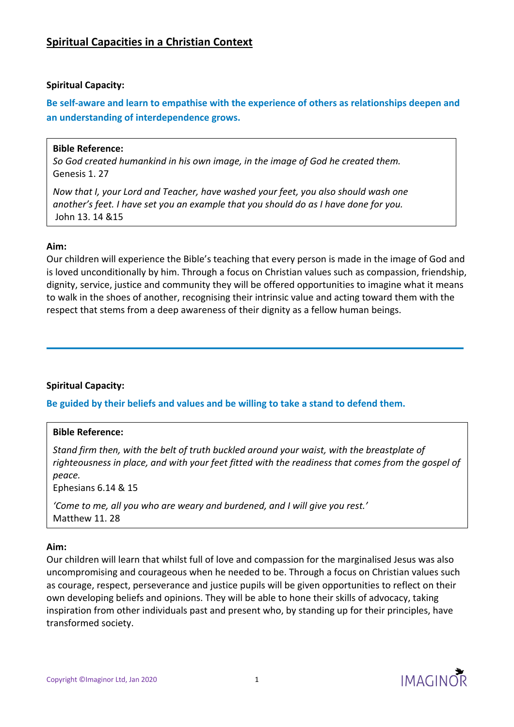## Spiritual Capacities in a Christian Context

**Spiritual Capacity:**

**Be self-aware and learn to empathise with the experience of others as relationships deepen and an understanding of interdependence grows.**

> **Bible Reference:**
>
> *So God created humankind in his own image, in the image of God he created them.*
> Genesis 1. 27
>
> *Now that I, your Lord and Teacher, have washed your feet, you also should wash one another's feet. I have set you an example that you should do as I have done for you.*
> John 13. 14 &15

**Aim:**
Our children will experience the Bible's teaching that every person is made in the image of God and is loved unconditionally by him. Through a focus on Christian values such as compassion, friendship, dignity, service, justice and community they will be offered opportunities to imagine what it means to walk in the shoes of another, recognising their intrinsic value and acting toward them with the respect that stems from a deep awareness of their dignity as a fellow human beings.

---

**Spiritual Capacity:**

**Be guided by their beliefs and values and be willing to take a stand to defend them.**

> **Bible Reference:**
>
> *Stand firm then, with the belt of truth buckled around your waist, with the breastplate of righteousness in place, and with your feet fitted with the readiness that comes from the gospel of peace.*
> Ephesians 6.14 & 15
>
> *'Come to me, all you who are weary and burdened, and I will give you rest.'*
> Matthew 11. 28

**Aim:**
Our children will learn that whilst full of love and compassion for the marginalised Jesus was also uncompromising and courageous when he needed to be. Through a focus on Christian values such as courage, respect, perseverance and justice pupils will be given opportunities to reflect on their own developing beliefs and opinions. They will be able to hone their skills of advocacy, taking inspiration from other individuals past and present who, by standing up for their principles, have transformed society.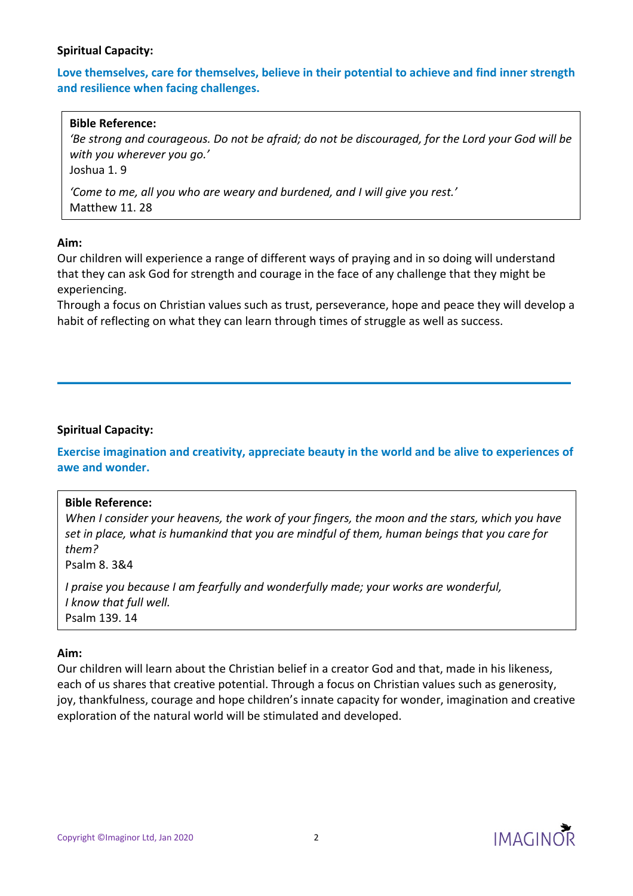**Spiritual Capacity:**

**Love themselves, care for themselves, believe in their potential to achieve and find inner strength and resilience when facing challenges.**

**Bible Reference:**
*'Be strong and courageous. Do not be afraid; do not be discouraged, for the Lord your God will be with you wherever you go.'*
Joshua 1. 9

*'Come to me, all you who are weary and burdened, and I will give you rest.'*
Matthew 11. 28

**Aim:**
Our children will experience a range of different ways of praying and in so doing will understand that they can ask God for strength and courage in the face of any challenge that they might be experiencing.
Through a focus on Christian values such as trust, perseverance, hope and peace they will develop a habit of reflecting on what they can learn through times of struggle as well as success.

---

**Spiritual Capacity:**

**Exercise imagination and creativity, appreciate beauty in the world and be alive to experiences of awe and wonder.**

**Bible Reference:**
*When I consider your heavens, the work of your fingers, the moon and the stars, which you have set in place, what is humankind that you are mindful of them, human beings that you care for them?*
Psalm 8. 3&4

*I praise you because I am fearfully and wonderfully made; your works are wonderful, I know that full well.*
Psalm 139. 14

**Aim:**
Our children will learn about the Christian belief in a creator God and that, made in his likeness, each of us shares that creative potential. Through a focus on Christian values such as generosity, joy, thankfulness, courage and hope children's innate capacity for wonder, imagination and creative exploration of the natural world will be stimulated and developed.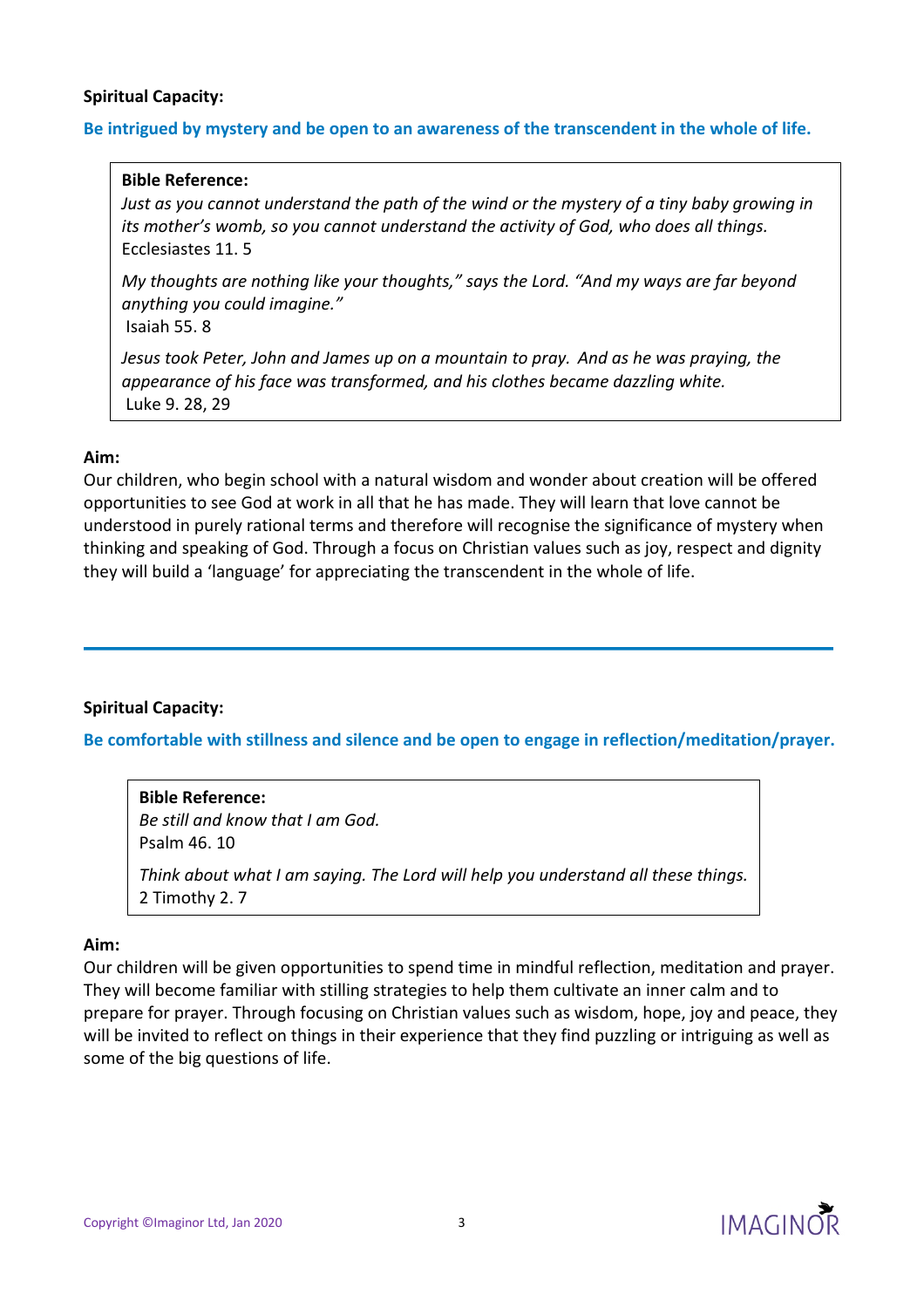**Spiritual Capacity:**

**Be intrigued by mystery and be open to an awareness of the transcendent in the whole of life.**

> **Bible Reference:**
> *Just as you cannot understand the path of the wind or the mystery of a tiny baby growing in its mother's womb, so you cannot understand the activity of God, who does all things.*
> Ecclesiastes 11. 5
>
> *My thoughts are nothing like your thoughts," says the Lord. "And my ways are far beyond anything you could imagine."*
> Isaiah 55. 8
>
> *Jesus took Peter, John and James up on a mountain to pray. And as he was praying, the appearance of his face was transformed, and his clothes became dazzling white.*
> Luke 9. 28, 29

**Aim:**
Our children, who begin school with a natural wisdom and wonder about creation will be offered opportunities to see God at work in all that he has made. They will learn that love cannot be understood in purely rational terms and therefore will recognise the significance of mystery when thinking and speaking of God. Through a focus on Christian values such as joy, respect and dignity they will build a 'language' for appreciating the transcendent in the whole of life.

---

**Spiritual Capacity:**

**Be comfortable with stillness and silence and be open to engage in reflection/meditation/prayer.**

> **Bible Reference:**
> *Be still and know that I am God.*
> Psalm 46. 10
>
> *Think about what I am saying. The Lord will help you understand all these things.*
> 2 Timothy 2. 7

**Aim:**
Our children will be given opportunities to spend time in mindful reflection, meditation and prayer. They will become familiar with stilling strategies to help them cultivate an inner calm and to prepare for prayer. Through focusing on Christian values such as wisdom, hope, joy and peace, they will be invited to reflect on things in their experience that they find puzzling or intriguing as well as some of the big questions of life.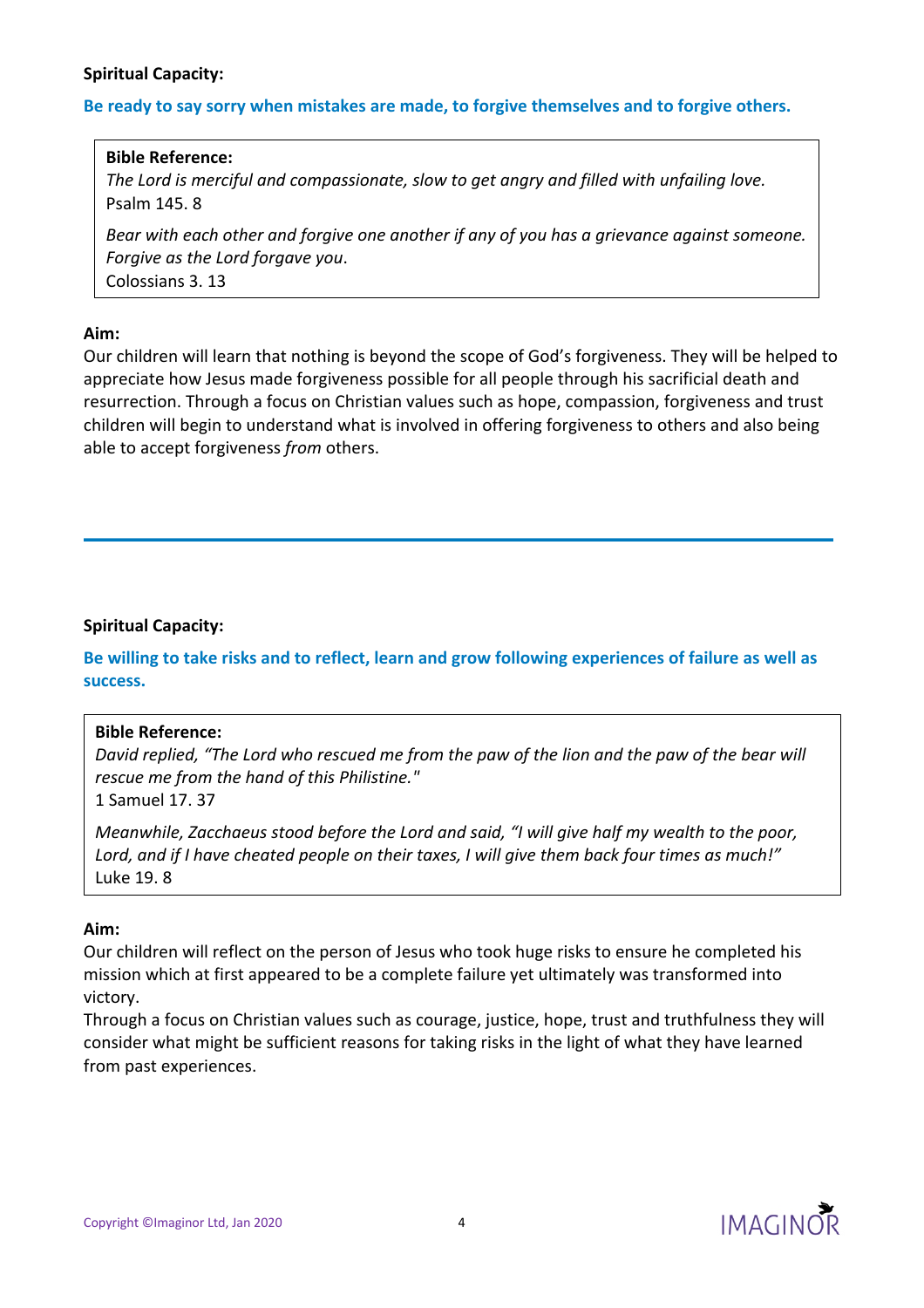**Spiritual Capacity:**

**Be ready to say sorry when mistakes are made, to forgive themselves and to forgive others.**

> **Bible Reference:**
> *The Lord is merciful and compassionate, slow to get angry and filled with unfailing love.*
> Psalm 145. 8
>
> *Bear with each other and forgive one another if any of you has a grievance against someone. Forgive as the Lord forgave you*.
> Colossians 3. 13

**Aim:**
Our children will learn that nothing is beyond the scope of God's forgiveness. They will be helped to appreciate how Jesus made forgiveness possible for all people through his sacrificial death and resurrection. Through a focus on Christian values such as hope, compassion, forgiveness and trust children will begin to understand what is involved in offering forgiveness to others and also being able to accept forgiveness *from* others.

---

**Spiritual Capacity:**

**Be willing to take risks and to reflect, learn and grow following experiences of failure as well as success.**

> **Bible Reference:**
> *David replied, "The Lord who rescued me from the paw of the lion and the paw of the bear will rescue me from the hand of this Philistine."*
> 1 Samuel 17. 37
>
> *Meanwhile, Zacchaeus stood before the Lord and said, "I will give half my wealth to the poor, Lord, and if I have cheated people on their taxes, I will give them back four times as much!"*
> Luke 19. 8

**Aim:**
Our children will reflect on the person of Jesus who took huge risks to ensure he completed his mission which at first appeared to be a complete failure yet ultimately was transformed into victory.
Through a focus on Christian values such as courage, justice, hope, trust and truthfulness they will consider what might be sufficient reasons for taking risks in the light of what they have learned from past experiences.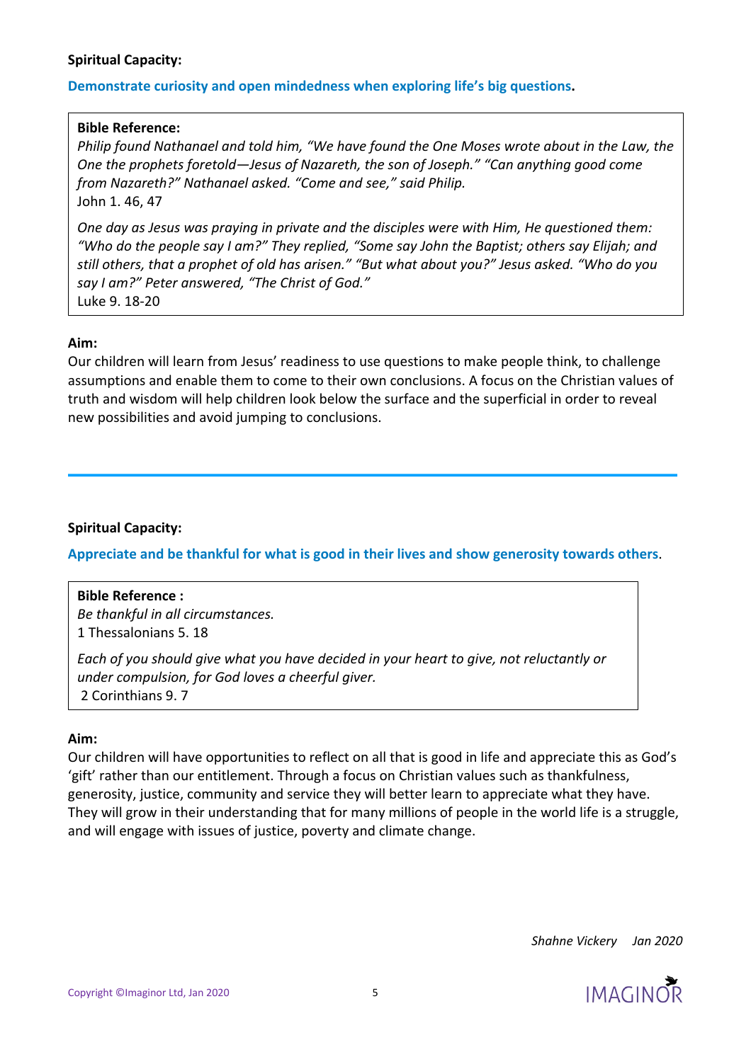**Spiritual Capacity:**

**Demonstrate curiosity and open mindedness when exploring life's big questions.**

**Bible Reference:**
*Philip found Nathanael and told him, "We have found the One Moses wrote about in the Law, the One the prophets foretold—Jesus of Nazareth, the son of Joseph." "Can anything good come from Nazareth?" Nathanael asked. "Come and see," said Philip.*
John 1. 46, 47

*One day as Jesus was praying in private and the disciples were with Him, He questioned them: "Who do the people say I am?" They replied, "Some say John the Baptist; others say Elijah; and still others, that a prophet of old has arisen." "But what about you?" Jesus asked. "Who do you say I am?" Peter answered, "The Christ of God."*
Luke 9. 18-20

**Aim:**
Our children will learn from Jesus' readiness to use questions to make people think, to challenge assumptions and enable them to come to their own conclusions. A focus on the Christian values of truth and wisdom will help children look below the surface and the superficial in order to reveal new possibilities and avoid jumping to conclusions.

---

**Spiritual Capacity:**

**Appreciate and be thankful for what is good in their lives and show generosity towards others.**

**Bible Reference :**
*Be thankful in all circumstances.*
1 Thessalonians 5. 18

*Each of you should give what you have decided in your heart to give, not reluctantly or under compulsion, for God loves a cheerful giver.*
2 Corinthians 9. 7

**Aim:**
Our children will have opportunities to reflect on all that is good in life and appreciate this as God's 'gift' rather than our entitlement. Through a focus on Christian values such as thankfulness, generosity, justice, community and service they will better learn to appreciate what they have. They will grow in their understanding that for many millions of people in the world life is a struggle, and will engage with issues of justice, poverty and climate change.

*Shahne Vickery Jan 2020*

Copyright ©Imaginor Ltd, Jan 2020

IMAGINOR